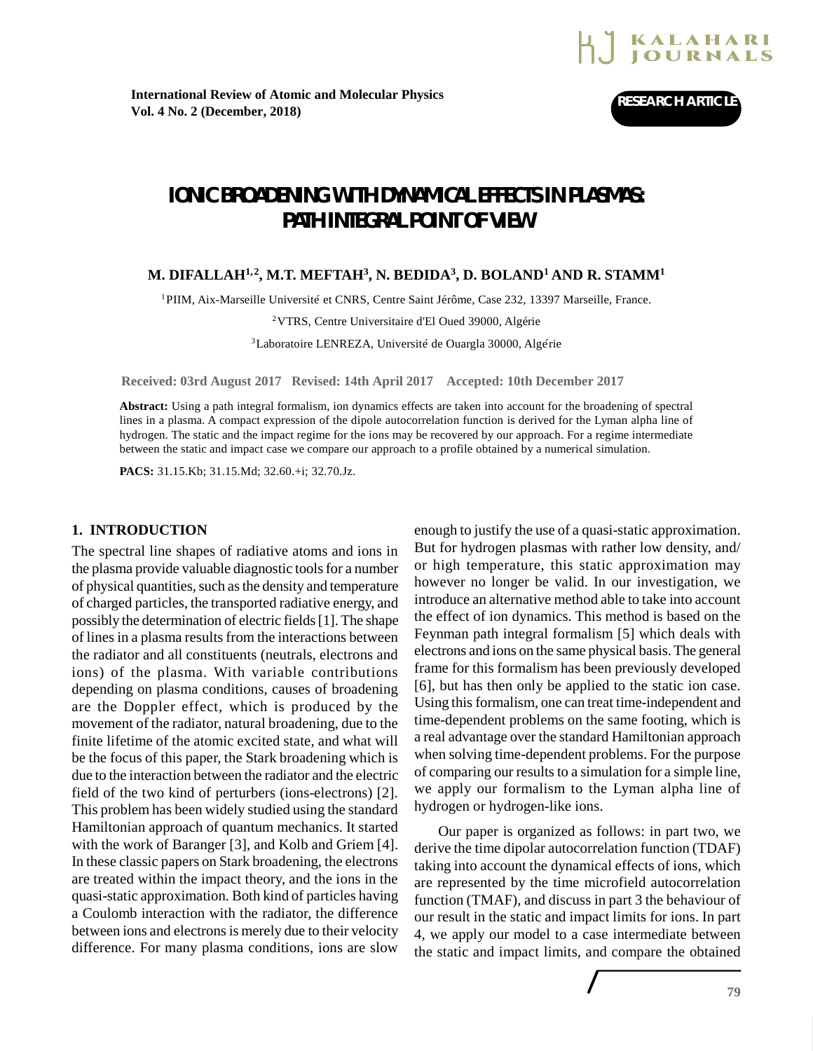International Review of Atomic and Molecular Physics
Vol. 4 No. 2 (December, 2018)

RESEARCH ARTICLE

# IONIC BROADENING WITH DYNAMICAL EFFECTS IN PLASMAS: PATH INTEGRAL POINT OF VIEW

**M. DIFALLAH[1,2], M.T. MEFTAH[3], N. BEDIDA[3], D. BOLAND[1] AND R. STAMM[1]**

[1]PIIM, Aix-Marseille Université et CNRS, Centre Saint Jérôme, Case 232, 13397 Marseille, France.

[2]VTRS, Centre Universitaire d'El Oued 39000, Algérie

[3]Laboratoire LENREZA, Université de Ouargla 30000, Algérie

Received: 03rd August 2017 Revised: 14th April 2017 Accepted: 10th December 2017

**Abstract:** Using a path integral formalism, ion dynamics effects are taken into account for the broadening of spectral lines in a plasma. A compact expression of the dipole autocorrelation function is derived for the Lyman alpha line of hydrogen. The static and the impact regime for the ions may be recovered by our approach. For a regime intermediate between the static and impact case we compare our approach to a profile obtained by a numerical simulation.

**PACS:** 31.15.Kb; 31.15.Md; 32.60.+i; 32.70.Jz.

## 1. INTRODUCTION

The spectral line shapes of radiative atoms and ions in the plasma provide valuable diagnostic tools for a number of physical quantities, such as the density and temperature of charged particles, the transported radiative energy, and possibly the determination of electric fields [1]. The shape of lines in a plasma results from the interactions between the radiator and all constituents (neutrals, electrons and ions) of the plasma. With variable contributions depending on plasma conditions, causes of broadening are the Doppler effect, which is produced by the movement of the radiator, natural broadening, due to the finite lifetime of the atomic excited state, and what will be the focus of this paper, the Stark broadening which is due to the interaction between the radiator and the electric field of the two kind of perturbers (ions-electrons) [2]. This problem has been widely studied using the standard Hamiltonian approach of quantum mechanics. It started with the work of Baranger [3], and Kolb and Griem [4]. In these classic papers on Stark broadening, the electrons are treated within the impact theory, and the ions in the quasi-static approximation. Both kind of particles having a Coulomb interaction with the radiator, the difference between ions and electrons is merely due to their velocity difference. For many plasma conditions, ions are slow enough to justify the use of a quasi-static approximation. But for hydrogen plasmas with rather low density, and/or high temperature, this static approximation may however no longer be valid. In our investigation, we introduce an alternative method able to take into account the effect of ion dynamics. This method is based on the Feynman path integral formalism [5] which deals with electrons and ions on the same physical basis. The general frame for this formalism has been previously developed [6], but has then only be applied to the static ion case. Using this formalism, one can treat time-independent and time-dependent problems on the same footing, which is a real advantage over the standard Hamiltonian approach when solving time-dependent problems. For the purpose of comparing our results to a simulation for a simple line, we apply our formalism to the Lyman alpha line of hydrogen or hydrogen-like ions.

Our paper is organized as follows: in part two, we derive the time dipolar autocorrelation function (TDAF) taking into account the dynamical effects of ions, which are represented by the time microfield autocorrelation function (TMAF), and discuss in part 3 the behaviour of our result in the static and impact limits for ions. In part 4, we apply our model to a case intermediate between the static and impact limits, and compare the obtained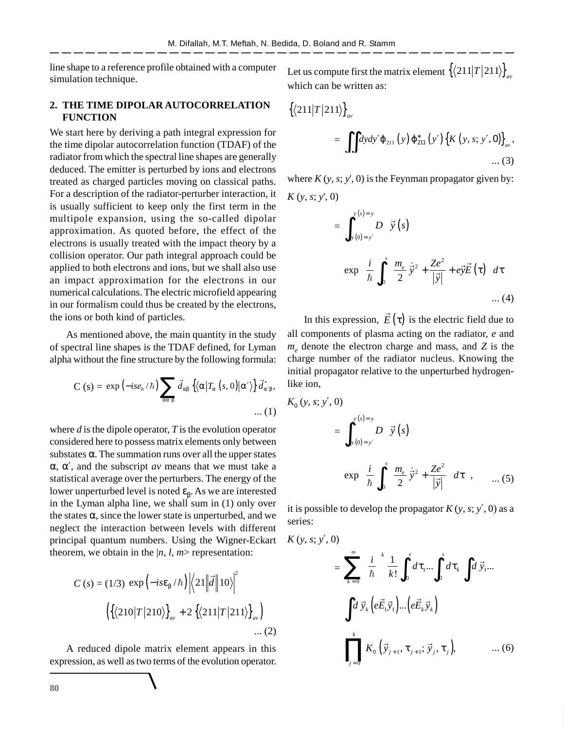line shape to a reference profile obtained with a computer simulation technique.

## 2. THE TIME DIPOLAR AUTOCORRELATION FUNCTION

We start here by deriving a path integral expression for the time dipolar autocorrelation function (TDAF) of the radiator from which the spectral line shapes are generally deduced. The emitter is perturbed by ions and electrons treated as charged particles moving on classical paths. For a description of the radiator-perturber interaction, it is usually sufficient to keep only the first term in the multipole expansion, using the so-called dipolar approximation. As quoted before, the effect of the electrons is usually treated with the impact theory by a collision operator. Our path integral approach could be applied to both electrons and ions, but we shall also use an impact approximation for the electrons in our numerical calculations. The electric microfield appearing in our formalism could thus be created by the electrons, the ions or both kind of particles.

As mentioned above, the main quantity in the study of spectral line shapes is the TDAF defined, for Lyman alpha without the fine structure by the following formula:

$$C\,(s) = \exp\left(-ise_b/\hbar\right)\sum_{\alpha\alpha'\beta}\vec{d}_{\alpha\beta}\left\{\langle\alpha|T_\alpha\,(s,0)|\alpha'\rangle\right\}\vec{d}^{\,*}_{\alpha'\beta}, \quad \text{... (1)}$$

where $d$ is the dipole operator, $T$ is the evolution operator considered here to possess matrix elements only between substates $\alpha$. The summation runs over all the upper states $\alpha$, $\alpha'$, and the subscript $av$ means that we must take a statistical average over the perturbers. The energy of the lower unperturbed level is noted $\varepsilon_\beta$. As we are interested in the Lyman alpha line, we shall sum in (1) only over the states $\alpha$, since the lower state is unperturbed, and we neglect the interaction between levels with different principal quantum numbers. Using the Wigner-Eckart theorem, we obtain in the $|n, l, m>$ representation:

$$C\,(s) = (1/3)\,\exp\left(-is\varepsilon_\beta/\hbar\right)\left|\left\langle 21\left\|\vec{d}\right\|10\right\rangle\right|^2 \left(\left\{\langle 210|T|210\rangle\right\}_{av} + 2\left\{\langle 211|T|211\rangle\right\}_{av}\right) \quad \text{... (2)}$$

A reduced dipole matrix element appears in this expression, as well as two terms of the evolution operator. Let us compute first the matrix element $\left\{\langle 211|T|211\rangle\right\}_{av}$ which can be written as:

$$\left\{\langle 211|T|211\rangle\right\}_{av} = \iint dy\,dy'\,\varphi_{211}\,(y)\,\varphi^*_{211}\,(y')\left\{K\,(y,s;y',0)\right\}_{av}, \quad \text{... (3)}$$

where $K\,(y, s; y', 0)$ is the Feynman propagator given by:

$$K\,(y,s;y',0) = \int_{y(0)=y'}^{y(s)=y} D\,\vec{y}\,(s)\,\exp\left[\frac{i}{\hbar}\int_0^s\left(\frac{m_e}{2}\dot{\vec{y}}^2 + \frac{Ze^2}{|\vec{y}|} + e\vec{y}\vec{E}\,(\tau)\right)d\tau\right] \quad \text{... (4)}$$

In this expression, $\vec{E}\,(\tau)$ is the electric field due to all components of plasma acting on the radiator, $e$ and $m_e$ denote the electron charge and mass, and $Z$ is the charge number of the radiator nucleus. Knowing the initial propagator relative to the unperturbed hydrogen-like ion,

$$K_0\,(y,s;y',0) = \int_{y(0)=y'}^{y(s)=y} D\,\vec{y}\,(s)\,\exp\left[\frac{i}{\hbar}\int_0^s\left(\frac{m_e}{2}\dot{\vec{y}}^2 + \frac{Ze^2}{|\vec{y}|}\right)d\tau\right], \quad \text{... (5)}$$

it is possible to develop the propagator $K\,(y, s; y', 0)$ as a series:

$$K\,(y,s;y',0) = \sum_{k=0}^{\infty}\left(\frac{i}{\hbar}\right)^k\frac{1}{k!}\int_0^s d\tau_1\ldots\int_0^s d\tau_k\int d\vec{y}_1\ldots\int d\vec{y}_k\left(e\vec{E}_1\vec{y}_1\right)\ldots\left(e\vec{E}_k\vec{y}_k\right)\prod_{j=0}^{k}K_0\left(\vec{y}_{j+1},\tau_{j+1};\vec{y}_j,\tau_j\right), \quad \text{... (6)}$$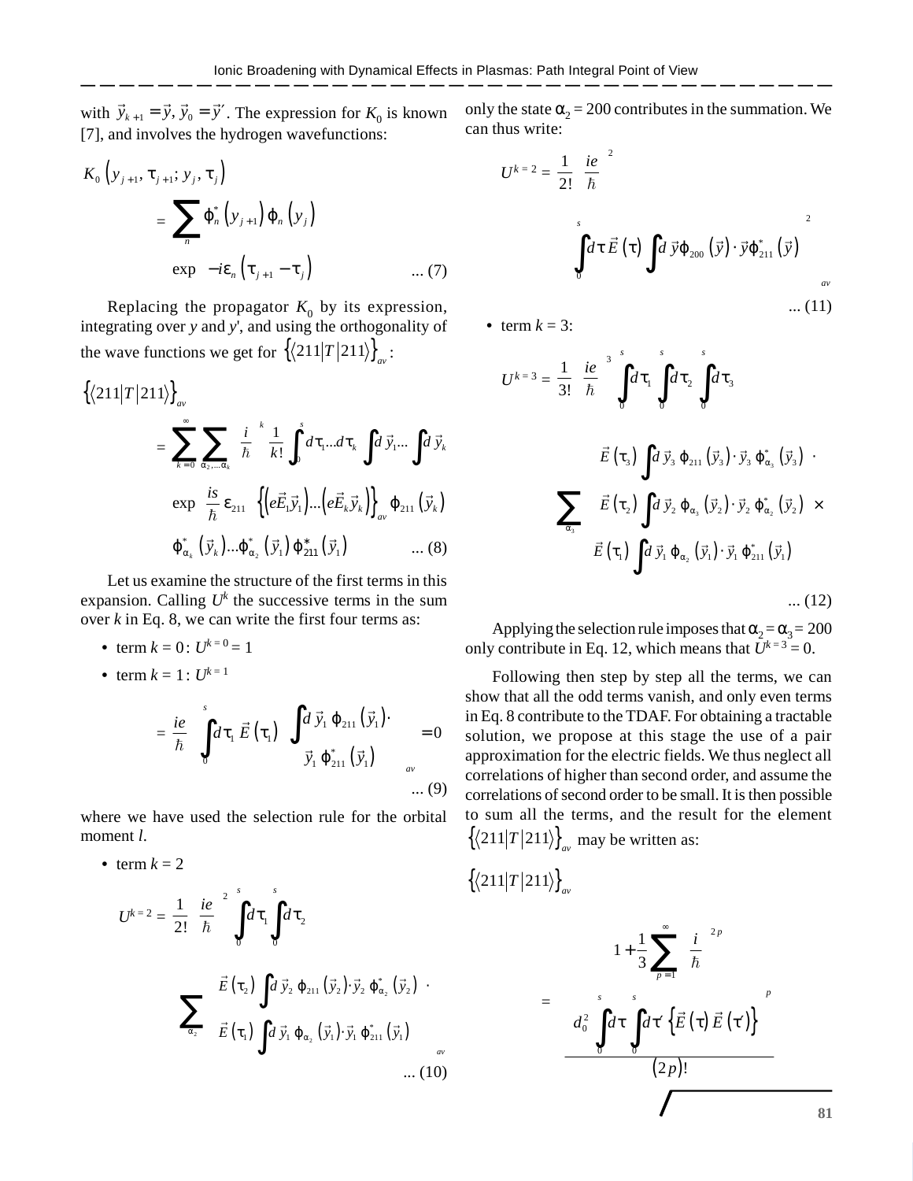with $\vec{y}_{k+1} = \vec{y}, \vec{y}_0 = \vec{y}'$. The expression for $K_0$ is known [7], and involves the hydrogen wavefunctions:

$$K_0\left(y_{j+1}, \tau_{j+1}; y_j, \tau_j\right) = \sum_n \varphi_n^*\left(y_{j+1}\right)\varphi_n\left(y_j\right) \exp\left(-i\varepsilon_n\left(\tau_{j+1} - \tau_j\right)\right) \quad \text{... (7)}$$

Replacing the propagator $K_0$ by its expression, integrating over $y$ and $y'$, and using the orthogonality of the wave functions we get for $\left\{\langle 211|T|211\rangle\right\}_{av}$:

$$\left\{\langle 211|T|211\rangle\right\}_{av} = \sum_{k=0}^{\infty}\sum_{\alpha_2,\ldots\alpha_k}\left(\frac{i}{\hbar}\right)^k \frac{1}{k!}\int_0^s d\tau_1 \ldots d\tau_k \int d\vec{y}_1 \ldots \int d\vec{y}_k \exp\left(\frac{is}{\hbar}\varepsilon_{211}\right)\left\{\left(e\vec{E}_1\vec{y}_1\right)\ldots\left(e\vec{E}_k\vec{y}_k\right)\right\}_{av}\varphi_{211}\left(\vec{y}_k\right) \varphi_{\alpha_k}^*\left(\vec{y}_k\right)\ldots\varphi_{\alpha_2}^*\left(\vec{y}_1\right)\varphi_{211}^*\left(\vec{y}_1\right) \quad \text{... (8)}$$

Let us examine the structure of the first terms in this expansion. Calling $U^k$ the successive terms in the sum over $k$ in Eq. 8, we can write the first four terms as:

- term $k = 0$: $U^{k=0} = 1$
- term $k = 1$: $U^{k=1}$

$$= \frac{ie}{\hbar}\left\{\int_0^s d\tau_1\, \vec{E}\left(\tau_1\right)\int d\vec{y}_1\, \varphi_{211}\left(\vec{y}_1\right)\cdot \vec{y}_1\, \varphi_{211}^*\left(\vec{y}_1\right)\right\}_{av} = 0 \quad \text{... (9)}$$

where we have used the selection rule for the orbital moment $l$.

- term $k = 2$

$$U^{k=2} = \frac{1}{2!}\left(\frac{ie}{\hbar}\right)^2 \int_0^s d\tau_1 \int_0^s d\tau_2 \left\{\sum_{\alpha_2} \vec{E}\left(\tau_2\right)\int d\vec{y}_2\, \varphi_{211}\left(\vec{y}_2\right)\cdot\vec{y}_2\, \varphi_{\alpha_2}^*\left(\vec{y}_2\right)\cdot \vec{E}\left(\tau_1\right)\int d\vec{y}_1\, \varphi_{\alpha_2}\left(\vec{y}_1\right)\cdot\vec{y}_1\, \varphi_{211}^*\left(\vec{y}_1\right)\right\}_{av} \quad \text{... (10)}$$

only the state $\alpha_2 = 200$ contributes in the summation. We can thus write:

$$U^{k=2} = \frac{1}{2!}\left(\frac{ie}{\hbar}\right)^2 \left\{\left[\int_0^s d\tau\, \vec{E}\left(\tau\right)\int d\vec{y}\,\varphi_{200}\left(\vec{y}\right)\cdot\vec{y}\,\varphi_{211}^*\left(\vec{y}\right)\right]^2\right\}_{av} \quad \text{... (11)}$$

- term $k = 3$:

$$U^{k=3} = \frac{1}{3!}\left(\frac{ie}{\hbar}\right)^3 \int_0^s d\tau_1 \int_0^s d\tau_2 \int_0^s d\tau_3 \left\{\sum_{\alpha_3}\vec{E}\left(\tau_3\right)\int d\vec{y}_3\, \varphi_{211}\left(\vec{y}_3\right)\cdot\vec{y}_3\,\varphi_{\alpha_3}^*\left(\vec{y}_3\right)\cdot \vec{E}\left(\tau_2\right)\int d\vec{y}_2\,\varphi_{\alpha_3}\left(\vec{y}_2\right)\cdot\vec{y}_2\,\varphi_{\alpha_2}^*\left(\vec{y}_2\right)\times \vec{E}\left(\tau_1\right)\int d\vec{y}_1\,\varphi_{\alpha_2}\left(\vec{y}_1\right)\cdot\vec{y}_1\,\varphi_{211}^*\left(\vec{y}_1\right)\right\} \quad \text{... (12)}$$

Applying the selection rule imposes that $\alpha_2 = \alpha_3 = 200$ only contribute in Eq. 12, which means that $U^{k=3} = 0$.

Following then step by step all the terms, we can show that all the odd terms vanish, and only even terms in Eq. 8 contribute to the TDAF. For obtaining a tractable solution, we propose at this stage the use of a pair approximation for the electric fields. We thus neglect all correlations of higher than second order, and assume the correlations of second order to be small. It is then possible to sum all the terms, and the result for the element $\left\{\langle 211|T|211\rangle\right\}_{av}$ may be written as:

$$\left\{\langle 211|T|211\rangle\right\}_{av} = \left[1 + \frac{1}{3}\sum_{p=1}^{\infty}\left(\frac{i}{\hbar}\right)^{2p}\frac{\left(d_0^2\int_0^s d\tau\int_0^s d\tau'\left\{\vec{E}\left(\tau\right)\vec{E}\left(\tau'\right)\right\}\right)^p}{\left(2p\right)!}\right]$$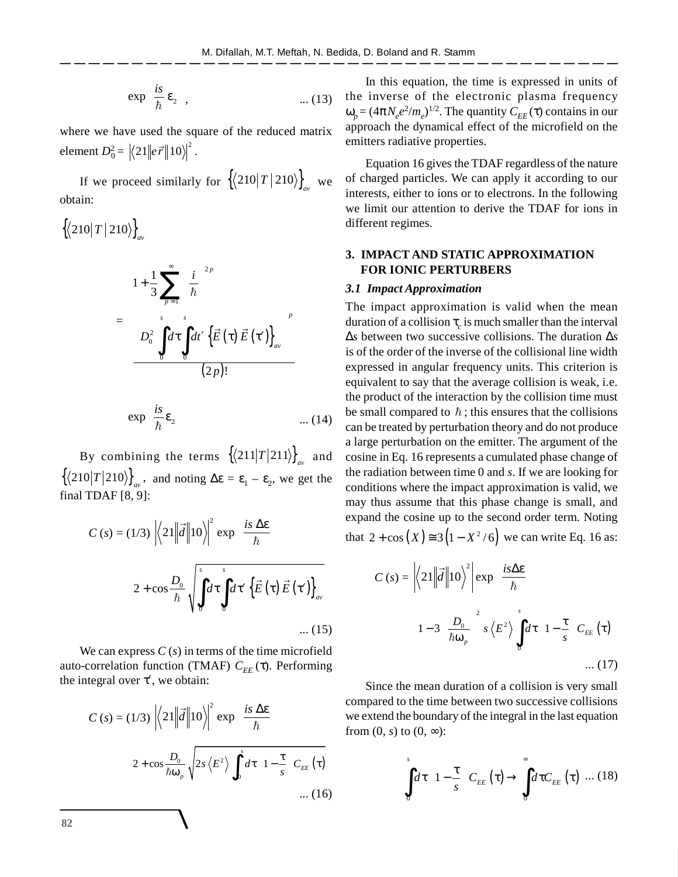$$\exp\left(\frac{is}{\hbar}\varepsilon_2\right), \qquad \text{... (13)}$$

where we have used the square of the reduced matrix element $D_0^2 = \left|\langle 21 \| e\vec{r} \| 10 \rangle\right|^2$.

If we proceed similarly for $\left\{\langle 210 | T | 210 \rangle\right\}_{av}$ we obtain:

$$\left\{\langle 210 | T | 210 \rangle\right\}_{av}$$

$$= \left(1 + \frac{1}{3}\sum_{p=1}^{\infty}\left(\frac{i}{\hbar}\right)^{2p} \frac{\left(D_0^2 \int_0^s d\tau \int_0^s dt' \left\{\vec{E}(\tau)\vec{E}(\tau')\right\}_{av}\right)^p}{(2p)!}\right)$$

$$\exp\left(\frac{is}{\hbar}\varepsilon_2\right) \qquad \text{... (14)}$$

By combining the terms $\left\{\langle 211 | T | 211 \rangle\right\}_{av}$ and $\left\{\langle 210 | T | 210 \rangle\right\}_{av}$, and noting $\Delta\varepsilon = \varepsilon_1 - \varepsilon_2$, we get the final TDAF [8, 9]:

$$C(s) = (1/3)\left|\langle 21 \| \vec{d} \| 10 \rangle\right|^2 \exp\left(\frac{is\,\Delta\varepsilon}{\hbar}\right)$$

$$\left(2 + \cos\left(\frac{D_0}{\hbar}\sqrt{\int_0^s d\tau \int_0^s d\tau' \left\{\vec{E}(\tau)\vec{E}(\tau')\right\}_{av}}\right)\right) \qquad \text{... (15)}$$

We can express $C(s)$ in terms of the time microfield auto-correlation function (TMAF) $C_{EE}(\tau)$. Performing the integral over $\tau'$, we obtain:

$$C(s) = (1/3)\left|\langle 21 \| \vec{d} \| 10 \rangle\right|^2 \exp\left(\frac{is\,\Delta\varepsilon}{\hbar}\right)$$

$$\left(2 + \cos\left(\frac{D_0}{\hbar\omega_p}\sqrt{2s\left\langle E^2\right\rangle \int_0^s d\tau \left(1 - \frac{\tau}{s}\right) C_{EE}(\tau)}\right)\right) \qquad \text{... (16)}$$

In this equation, the time is expressed in units of the inverse of the electronic plasma frequency $\omega_p = (4\pi N_e e^2/m_e)^{1/2}$. The quantity $C_{EE}(\tau)$ contains in our approach the dynamical effect of the microfield on the emitters radiative properties.

Equation 16 gives the TDAF regardless of the nature of charged particles. We can apply it according to our interests, either to ions or to electrons. In the following we limit our attention to derive the TDAF for ions in different regimes.

## 3. IMPACT AND STATIC APPROXIMATION FOR IONIC PERTURBERS

### 3.1 *Impact Approximation*

The impact approximation is valid when the mean duration of a collision $\tau_c$ is much smaller than the interval $\Delta s$ between two successive collisions. The duration $\Delta s$ is of the order of the inverse of the collisional line width expressed in angular frequency units. This criterion is equivalent to say that the average collision is weak, i.e. the product of the interaction by the collision time must be small compared to $\hbar$; this ensures that the collisions can be treated by perturbation theory and do not produce a large perturbation on the emitter. The argument of the cosine in Eq. 16 represents a cumulated phase change of the radiation between time 0 and $s$. If we are looking for conditions where the impact approximation is valid, we may thus assume that this phase change is small, and expand the cosine up to the second order term. Noting that $2 + \cos(X) \cong 3\left(1 - X^2/6\right)$ we can write Eq. 16 as:

$$C(s) = \left|\langle 21 \| \vec{d} \| 10 \rangle\right|^2 \exp\left(\frac{is\Delta\varepsilon}{\hbar}\right)$$

$$\left(1 - 3\left(\frac{D_0}{\hbar\omega_p}\right)^2 s\left\langle E^2\right\rangle \int_0^s d\tau \left(1 - \frac{\tau}{s}\right) C_{EE}(\tau)\right) \qquad \text{... (17)}$$

Since the mean duration of a collision is very small compared to the time between two successive collisions we extend the boundary of the integral in the last equation from $(0, s)$ to $(0, \infty)$:

$$\int_0^s d\tau \left(1 - \frac{\tau}{s}\right) C_{EE}(\tau) \to \int_0^\infty d\tau\, C_{EE}(\tau) \qquad \text{... (18)}$$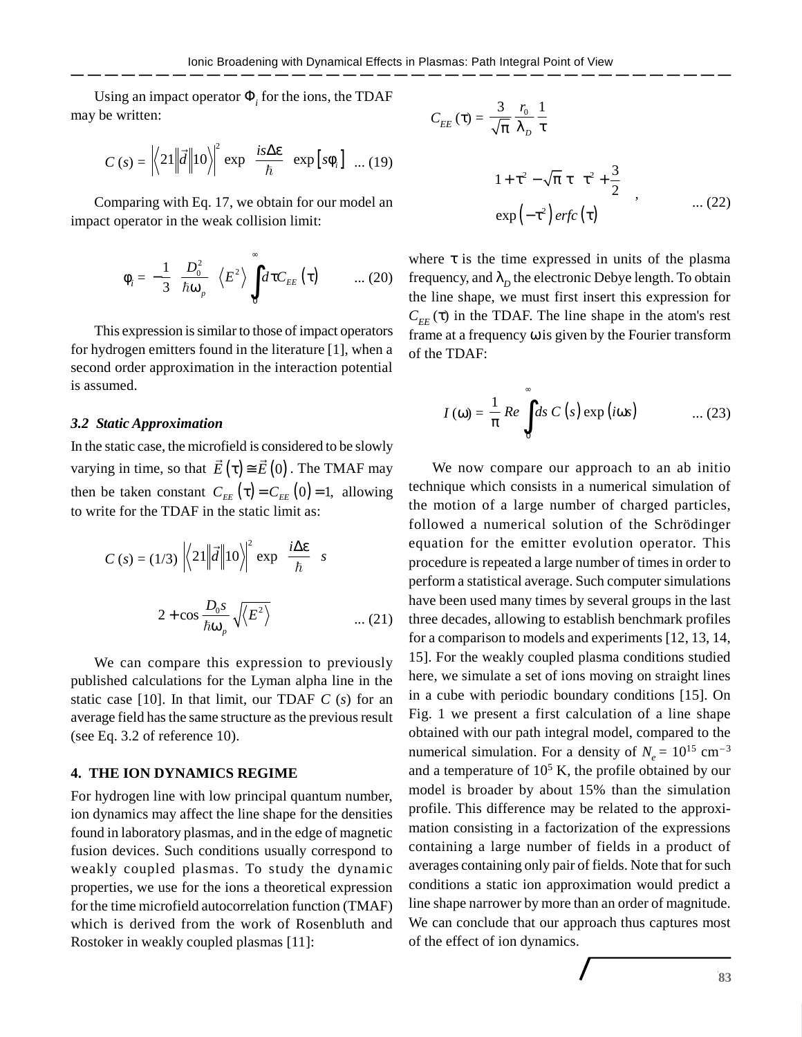Using an impact operator $\Phi_i$ for the ions, the TDAF may be written:

$$C(s) = \left|\left\langle 21 \left\| \vec{d} \right\| 10 \right\rangle\right|^2 \exp\left(\frac{is\Delta\varepsilon}{\hbar}\right) \exp\left[s\phi_i\right] \quad \text{... (19)}$$

Comparing with Eq. 17, we obtain for our model an impact operator in the weak collision limit:

$$\phi_i = -\frac{1}{3}\frac{D_0^2}{\hbar\omega_p}\left\langle E^2\right\rangle \int_0^\infty d\tau C_{EE}(\tau) \quad \text{... (20)}$$

This expression is similar to those of impact operators for hydrogen emitters found in the literature [1], when a second order approximation in the interaction potential is assumed.

### 3.2 Static Approximation

In the static case, the microfield is considered to be slowly varying in time, so that $\vec{E}(\tau) \cong \vec{E}(0)$. The TMAF may then be taken constant $C_{EE}(\tau) = C_{EE}(0) = 1$, allowing to write for the TDAF in the static limit as:

$$C(s) = (1/3)\left|\left\langle 21 \left\| \vec{d} \right\| 10 \right\rangle\right|^2 \exp\left(\frac{i\Delta\varepsilon}{\hbar} s\right) \left(2 + \cos\left(\frac{D_0 s}{\hbar\omega_p}\sqrt{\left\langle E^2\right\rangle}\right)\right) \quad \text{... (21)}$$

We can compare this expression to previously published calculations for the Lyman alpha line in the static case [10]. In that limit, our TDAF $C(s)$ for an average field has the same structure as the previous result (see Eq. 3.2 of reference 10).

## 4. THE ION DYNAMICS REGIME

For hydrogen line with low principal quantum number, ion dynamics may affect the line shape for the densities found in laboratory plasmas, and in the edge of magnetic fusion devices. Such conditions usually correspond to weakly coupled plasmas. To study the dynamic properties, we use for the ions a theoretical expression for the time microfield autocorrelation function (TMAF) which is derived from the work of Rosenbluth and Rostoker in weakly coupled plasmas [11]:

$$C_{EE}(\tau) = \frac{3}{\sqrt{\pi}}\frac{r_0}{\lambda_D}\frac{1}{\tau}\left(1+\tau^2 - \sqrt{\pi}\,\tau\left(\tau^2+\frac{3}{2}\right)\exp\left(-\tau^2\right) erfc(\tau)\right), \quad \text{... (22)}$$

where $\tau$ is the time expressed in units of the plasma frequency, and $\lambda_D$ the electronic Debye length. To obtain the line shape, we must first insert this expression for $C_{EE}(\tau)$ in the TDAF. The line shape in the atom's rest frame at a frequency $\omega$ is given by the Fourier transform of the TDAF:

$$I(\omega) = \frac{1}{\pi} Re \int_0^\infty ds\, C(s) \exp(i\omega s) \quad \text{... (23)}$$

We now compare our approach to an ab initio technique which consists in a numerical simulation of the motion of a large number of charged particles, followed a numerical solution of the Schrödinger equation for the emitter evolution operator. This procedure is repeated a large number of times in order to perform a statistical average. Such computer simulations have been used many times by several groups in the last three decades, allowing to establish benchmark profiles for a comparison to models and experiments [12, 13, 14, 15]. For the weakly coupled plasma conditions studied here, we simulate a set of ions moving on straight lines in a cube with periodic boundary conditions [15]. On Fig. 1 we present a first calculation of a line shape obtained with our path integral model, compared to the numerical simulation. For a density of $N_e = 10^{15}$ cm$^{-3}$ and a temperature of $10^5$ K, the profile obtained by our model is broader by about 15% than the simulation profile. This difference may be related to the approximation consisting in a factorization of the expressions containing a large number of fields in a product of averages containing only pair of fields. Note that for such conditions a static ion approximation would predict a line shape narrower by more than an order of magnitude. We can conclude that our approach thus captures most of the effect of ion dynamics.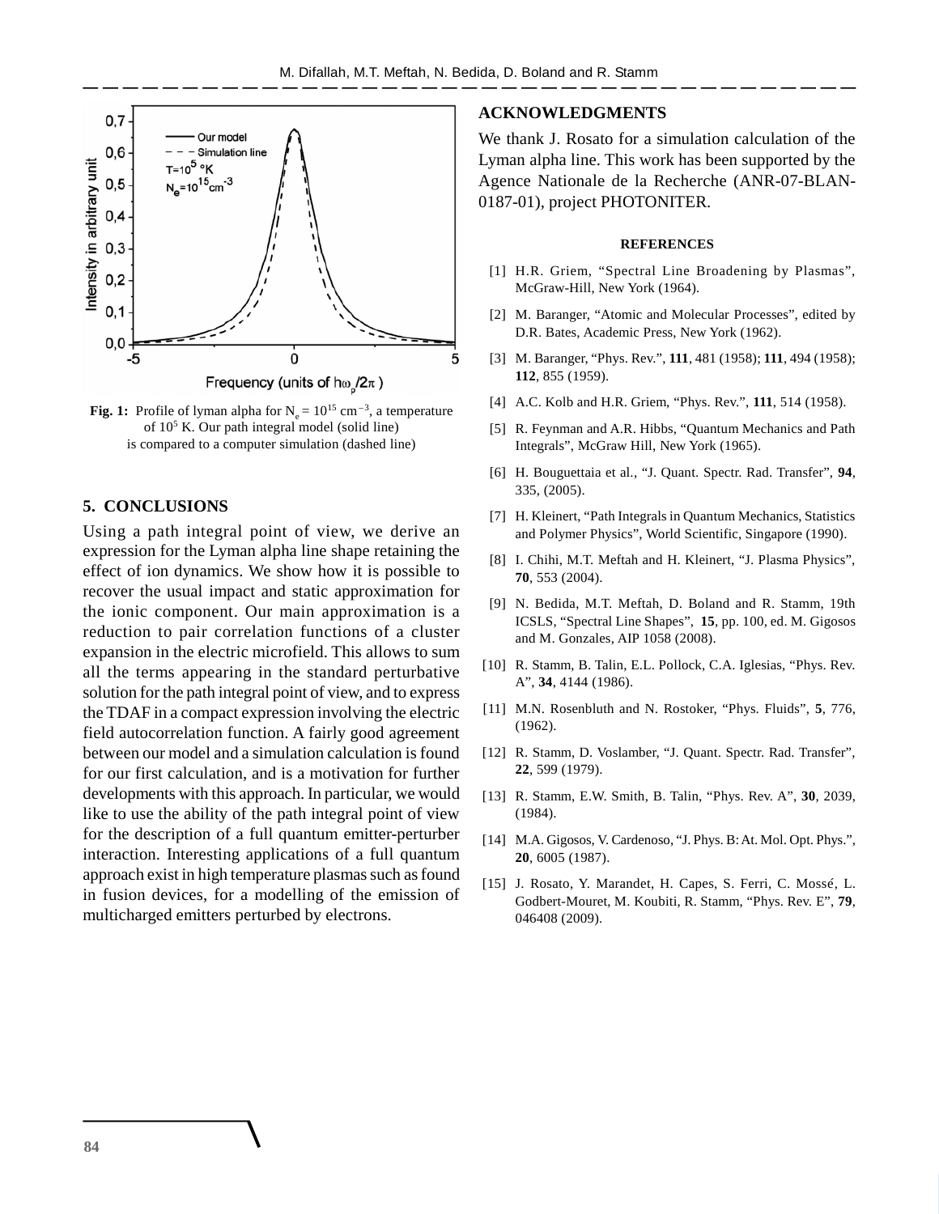0,7
0,6
0,5
0,4
0,3
0,2
0,1
0,0
Intensity in arbitrary unit
-5
0
5
Frequency (units of $h\omega_p/2\pi$ )
Our model
Simulation line
$T=10^5$ °K
$N_e=10^{15}cm^{-3}$

**Fig. 1:** Profile of lyman alpha for $N_e = 10^{15}$ cm$^{-3}$, a temperature of $10^5$ K. Our path integral model (solid line) is compared to a computer simulation (dashed line)

## 5. CONCLUSIONS

Using a path integral point of view, we derive an expression for the Lyman alpha line shape retaining the effect of ion dynamics. We show how it is possible to recover the usual impact and static approximation for the ionic component. Our main approximation is a reduction to pair correlation functions of a cluster expansion in the electric microfield. This allows to sum all the terms appearing in the standard perturbative solution for the path integral point of view, and to express the TDAF in a compact expression involving the electric field autocorrelation function. A fairly good agreement between our model and a simulation calculation is found for our first calculation, and is a motivation for further developments with this approach. In particular, we would like to use the ability of the path integral point of view for the description of a full quantum emitter-perturber interaction. Interesting applications of a full quantum approach exist in high temperature plasmas such as found in fusion devices, for a modelling of the emission of multicharged emitters perturbed by electrons.

## ACKNOWLEDGMENTS

We thank J. Rosato for a simulation calculation of the Lyman alpha line. This work has been supported by the Agence Nationale de la Recherche (ANR-07-BLAN-0187-01), project PHOTONITER.

## REFERENCES

[1] H.R. Griem, “Spectral Line Broadening by Plasmas”, McGraw-Hill, New York (1964).

[2] M. Baranger, “Atomic and Molecular Processes”, edited by D.R. Bates, Academic Press, New York (1962).

[3] M. Baranger, “Phys. Rev.”, **111**, 481 (1958); **111**, 494 (1958); **112**, 855 (1959).

[4] A.C. Kolb and H.R. Griem, “Phys. Rev.”, **111**, 514 (1958).

[5] R. Feynman and A.R. Hibbs, “Quantum Mechanics and Path Integrals”, McGraw Hill, New York (1965).

[6] H. Bouguettaia et al., “J. Quant. Spectr. Rad. Transfer”, **94**, 335, (2005).

[7] H. Kleinert, “Path Integrals in Quantum Mechanics, Statistics and Polymer Physics”, World Scientific, Singapore (1990).

[8] I. Chihi, M.T. Meftah and H. Kleinert, “J. Plasma Physics”, **70**, 553 (2004).

[9] N. Bedida, M.T. Meftah, D. Boland and R. Stamm, 19th ICSLS, “Spectral Line Shapes”, **15**, pp. 100, ed. M. Gigosos and M. Gonzales, AIP 1058 (2008).

[10] R. Stamm, B. Talin, E.L. Pollock, C.A. Iglesias, “Phys. Rev. A”, **34**, 4144 (1986).

[11] M.N. Rosenbluth and N. Rostoker, “Phys. Fluids”, **5**, 776, (1962).

[12] R. Stamm, D. Voslamber, “J. Quant. Spectr. Rad. Transfer”, **22**, 599 (1979).

[13] R. Stamm, E.W. Smith, B. Talin, “Phys. Rev. A”, **30**, 2039, (1984).

[14] M.A. Gigosos, V. Cardenoso, “J. Phys. B: At. Mol. Opt. Phys.”, **20**, 6005 (1987).

[15] J. Rosato, Y. Marandet, H. Capes, S. Ferri, C. Mossé, L. Godbert-Mouret, M. Koubiti, R. Stamm, “Phys. Rev. E”, **79**, 046408 (2009).